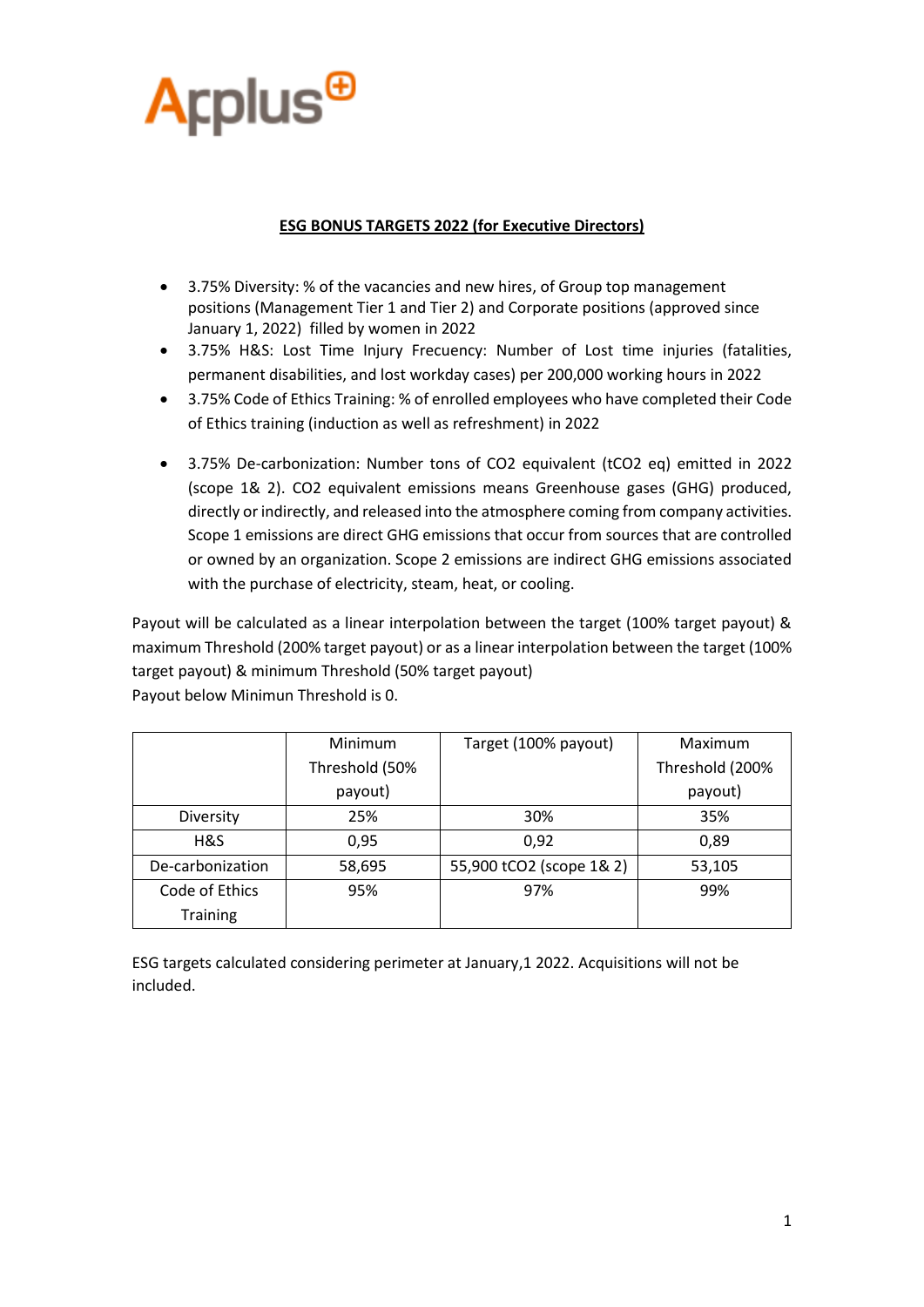Applus

## ESG BONUS TARGETS 2022 (for Executive Directors)

- 3.75% Diversity: % of the vacancies and new hires, of Group top management positions (Management Tier 1 and Tier 2) and Corporate positions (approved since January 1, 2022) filled by women in 2022
- 3.75% H&S: Lost Time Injury Frecuency: Number of Lost time injuries (fatalities, permanent disabilities, and lost workday cases) per 200,000 working hours in 2022
- 3.75% Code of Ethics Training: % of enrolled employees who have completed their Code of Ethics training (induction as well as refreshment) in 2022
- 3.75% De-carbonization: Number tons of $CO_2$ equivalent ($tCO_2$ eq) emitted in 2022 (scope 1& 2). $CO_2$ equivalent emissions means Greenhouse gases (GHG) produced, directly or indirectly, and released into the atmosphere coming from company activities. Scope 1 emissions are direct GHG emissions that occur from sources that are controlled or owned by an organization. Scope 2 emissions are indirect GHG emissions associated with the purchase of electricity, steam, heat, or cooling.

Payout will be calculated as a linear interpolation between the target (100% target payout) & maximum Threshold (200% target payout) or as a linear interpolation between the target (100% target payout) & minimum Threshold (50% target payout)
Payout below Minimun Threshold is 0.

| | Minimum Threshold (50% payout) | Target (100% payout) | Maximum Threshold (200% payout) |
|---|---|---|---|
| Diversity | 25% | 30% | 35% |
| H&S | 0,95 | 0,92 | 0,89 |
| De-carbonization | 58,695 | 55,900 $tCO_2$ (scope 1& 2) | 53,105 |
| Code of Ethics Training | 95% | 97% | 99% |

ESG targets calculated considering perimeter at January,1 2022. Acquisitions will not be included.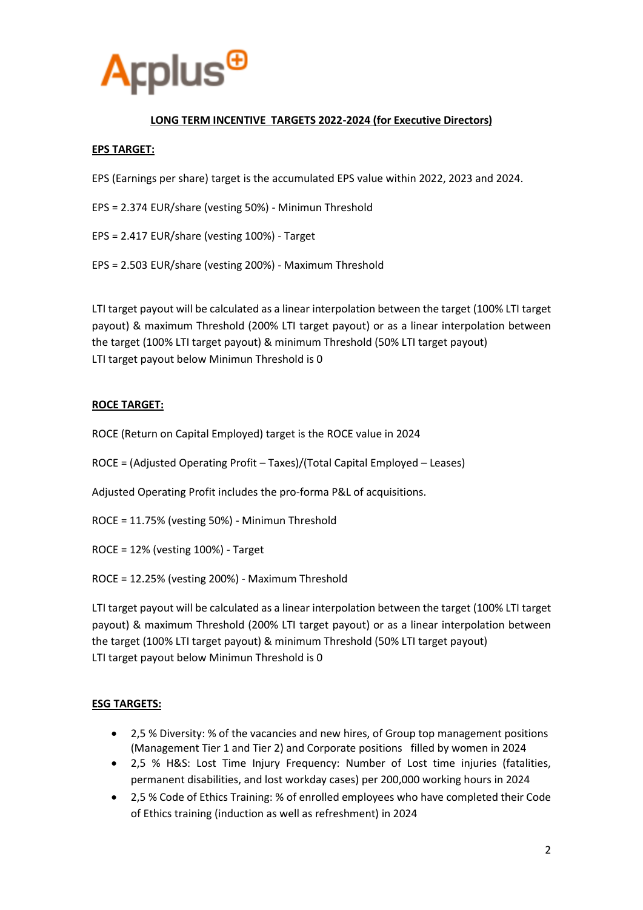Applus⊕

**<u>LONG TERM INCENTIVE TARGETS 2022-2024 (for Executive Directors)</u>**

**<u>EPS TARGET:</u>**

EPS (Earnings per share) target is the accumulated EPS value within 2022, 2023 and 2024.

EPS = 2.374 EUR/share (vesting 50%) - Minimun Threshold

EPS = 2.417 EUR/share (vesting 100%) - Target

EPS = 2.503 EUR/share (vesting 200%) - Maximum Threshold

LTI target payout will be calculated as a linear interpolation between the target (100% LTI target payout) & maximum Threshold (200% LTI target payout) or as a linear interpolation between the target (100% LTI target payout) & minimum Threshold (50% LTI target payout)
LTI target payout below Minimun Threshold is 0

**<u>ROCE TARGET:</u>**

ROCE (Return on Capital Employed) target is the ROCE value in 2024

ROCE = (Adjusted Operating Profit – Taxes)/(Total Capital Employed – Leases)

Adjusted Operating Profit includes the pro-forma P&L of acquisitions.

ROCE = 11.75% (vesting 50%) - Minimun Threshold

ROCE = 12% (vesting 100%) - Target

ROCE = 12.25% (vesting 200%) - Maximum Threshold

LTI target payout will be calculated as a linear interpolation between the target (100% LTI target payout) & maximum Threshold (200% LTI target payout) or as a linear interpolation between the target (100% LTI target payout) & minimum Threshold (50% LTI target payout)
LTI target payout below Minimun Threshold is 0

**<u>ESG TARGETS:</u>**

- 2,5 % Diversity: % of the vacancies and new hires, of Group top management positions (Management Tier 1 and Tier 2) and Corporate positions filled by women in 2024
- 2,5 % H&S: Lost Time Injury Frequency: Number of Lost time injuries (fatalities, permanent disabilities, and lost workday cases) per 200,000 working hours in 2024
- 2,5 % Code of Ethics Training: % of enrolled employees who have completed their Code of Ethics training (induction as well as refreshment) in 2024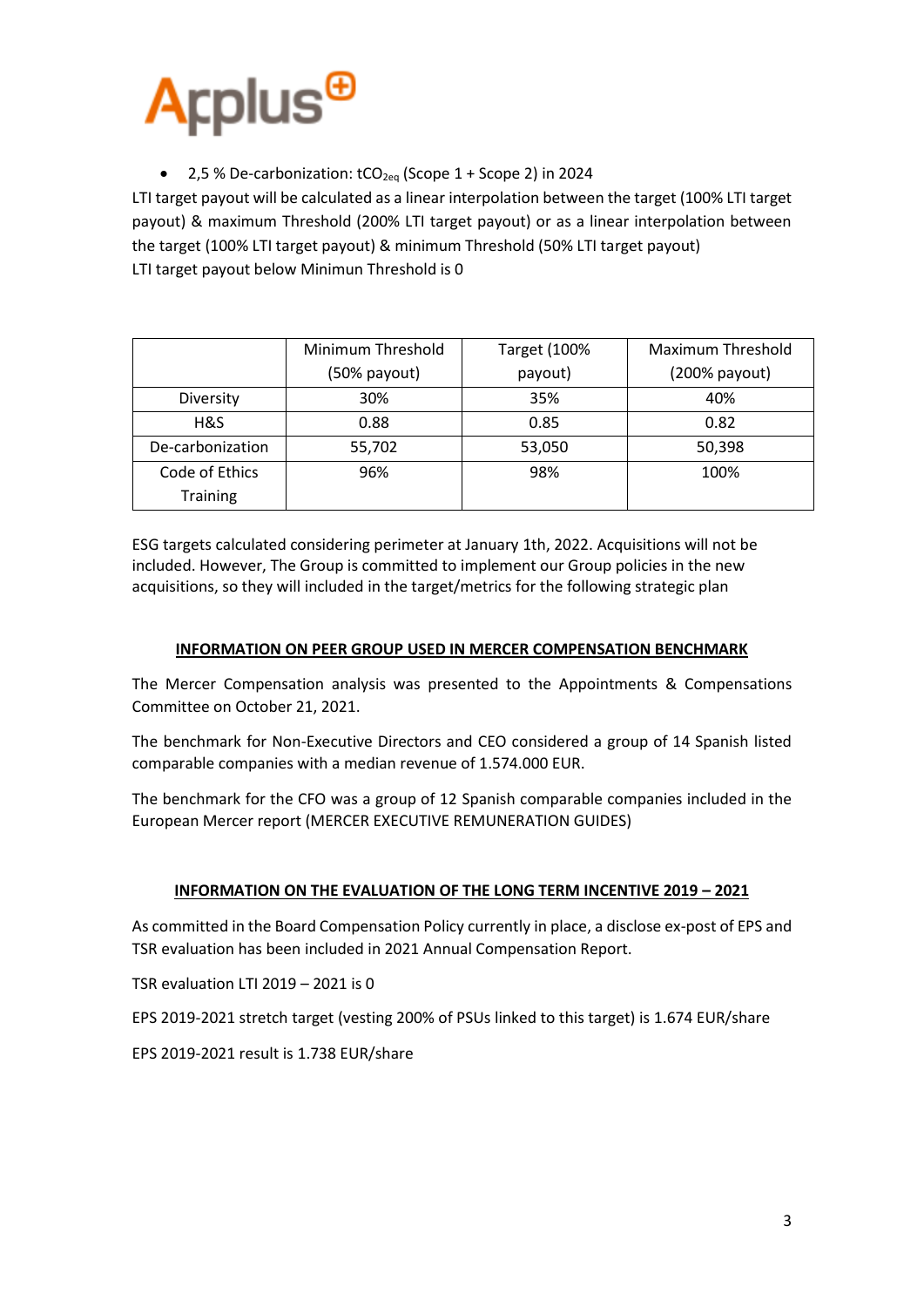- 2,5 % De-carbonization: $tCO_{2eq}$ (Scope 1 + Scope 2) in 2024

LTI target payout will be calculated as a linear interpolation between the target (100% LTI target payout) & maximum Threshold (200% LTI target payout) or as a linear interpolation between the target (100% LTI target payout) & minimum Threshold (50% LTI target payout)

LTI target payout below Minimun Threshold is 0

| | Minimum Threshold (50% payout) | Target (100% payout) | Maximum Threshold (200% payout) |
|---|---|---|---|
| Diversity | 30% | 35% | 40% |
| H&S | 0.88 | 0.85 | 0.82 |
| De-carbonization | 55,702 | 53,050 | 50,398 |
| Code of Ethics Training | 96% | 98% | 100% |

ESG targets calculated considering perimeter at January 1th, 2022. Acquisitions will not be included. However, The Group is committed to implement our Group policies in the new acquisitions, so they will included in the target/metrics for the following strategic plan

## INFORMATION ON PEER GROUP USED IN MERCER COMPENSATION BENCHMARK

The Mercer Compensation analysis was presented to the Appointments & Compensations Committee on October 21, 2021.

The benchmark for Non-Executive Directors and CEO considered a group of 14 Spanish listed comparable companies with a median revenue of 1.574.000 EUR.

The benchmark for the CFO was a group of 12 Spanish comparable companies included in the European Mercer report (MERCER EXECUTIVE REMUNERATION GUIDES)

## INFORMATION ON THE EVALUATION OF THE LONG TERM INCENTIVE 2019 – 2021

As committed in the Board Compensation Policy currently in place, a disclose ex-post of EPS and TSR evaluation has been included in 2021 Annual Compensation Report.

TSR evaluation LTI 2019 – 2021 is 0

EPS 2019-2021 stretch target (vesting 200% of PSUs linked to this target) is 1.674 EUR/share

EPS 2019-2021 result is 1.738 EUR/share